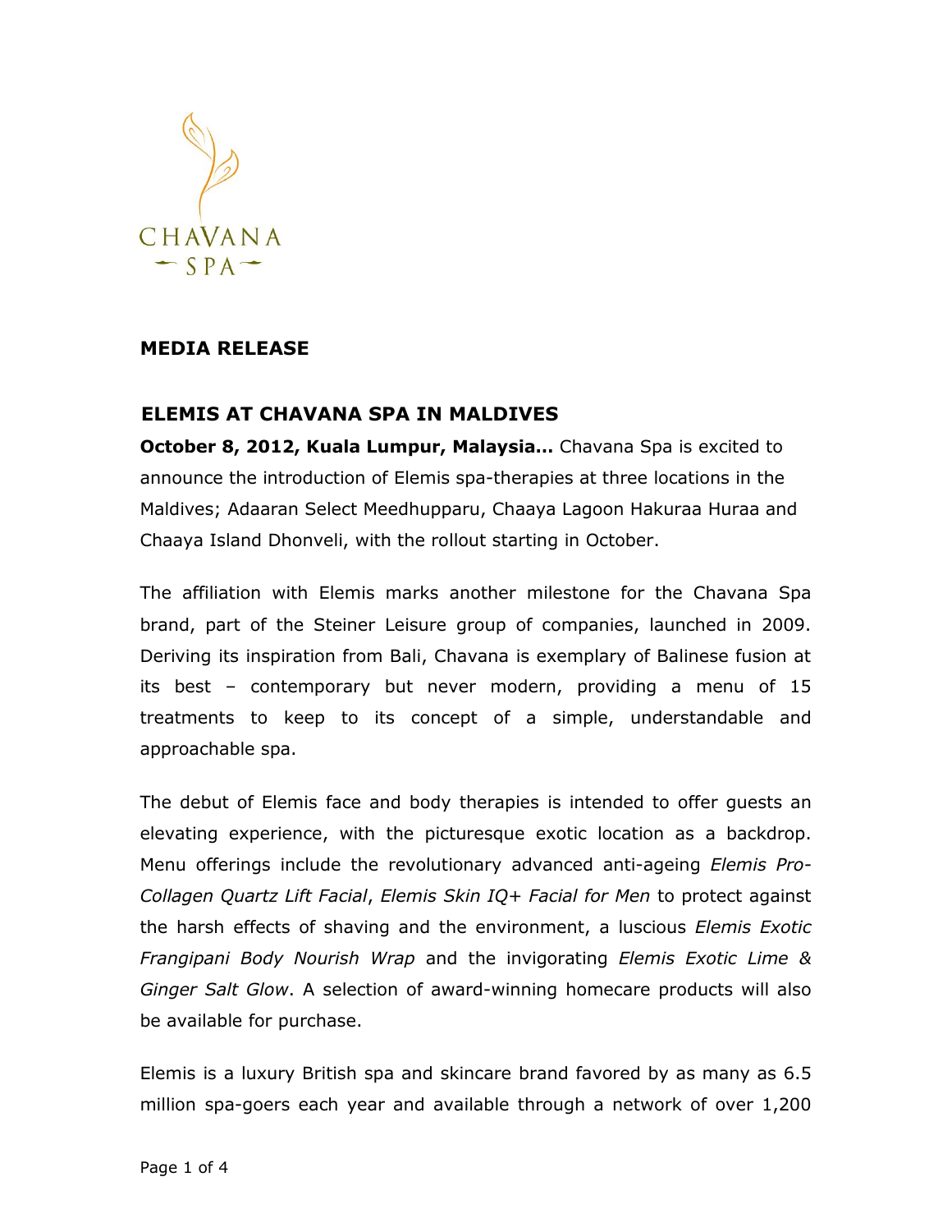CHAVANA
SPA

**MEDIA RELEASE**

## ELEMIS AT CHAVANA SPA IN MALDIVES

**October 8, 2012, Kuala Lumpur, Malaysia…** Chavana Spa is excited to announce the introduction of Elemis spa-therapies at three locations in the Maldives; Adaaran Select Meedhupparu, Chaaya Lagoon Hakuraa Huraa and Chaaya Island Dhonveli, with the rollout starting in October.

The affiliation with Elemis marks another milestone for the Chavana Spa brand, part of the Steiner Leisure group of companies, launched in 2009. Deriving its inspiration from Bali, Chavana is exemplary of Balinese fusion at its best – contemporary but never modern, providing a menu of 15 treatments to keep to its concept of a simple, understandable and approachable spa.

The debut of Elemis face and body therapies is intended to offer guests an elevating experience, with the picturesque exotic location as a backdrop. Menu offerings include the revolutionary advanced anti-ageing *Elemis Pro-Collagen Quartz Lift Facial*, *Elemis Skin IQ+ Facial for Men* to protect against the harsh effects of shaving and the environment, a luscious *Elemis Exotic Frangipani Body Nourish Wrap* and the invigorating *Elemis Exotic Lime & Ginger Salt Glow*. A selection of award-winning homecare products will also be available for purchase.

Elemis is a luxury British spa and skincare brand favored by as many as 6.5 million spa-goers each year and available through a network of over 1,200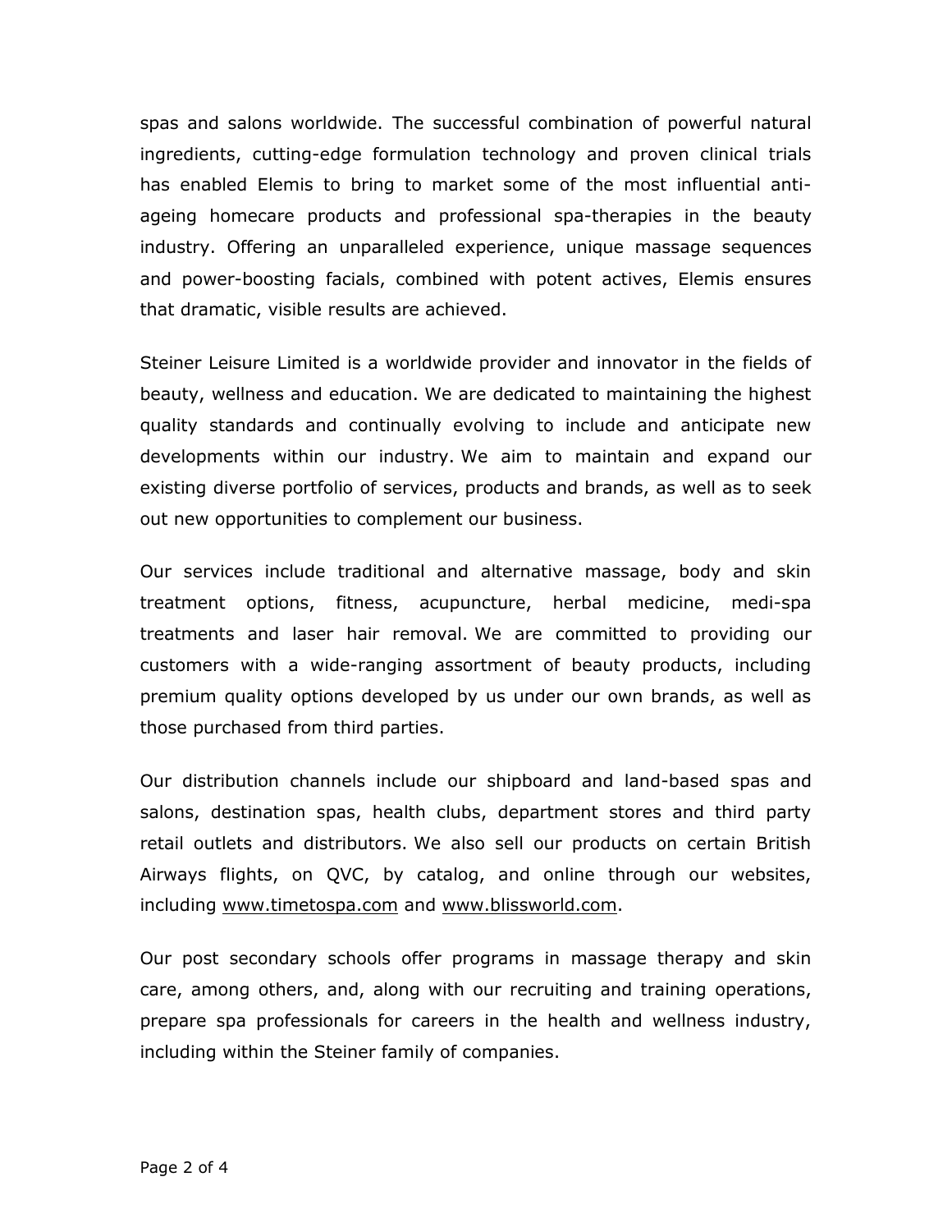spas and salons worldwide. The successful combination of powerful natural ingredients, cutting-edge formulation technology and proven clinical trials has enabled Elemis to bring to market some of the most influential anti-ageing homecare products and professional spa-therapies in the beauty industry. Offering an unparalleled experience, unique massage sequences and power-boosting facials, combined with potent actives, Elemis ensures that dramatic, visible results are achieved.

Steiner Leisure Limited is a worldwide provider and innovator in the fields of beauty, wellness and education. We are dedicated to maintaining the highest quality standards and continually evolving to include and anticipate new developments within our industry. We aim to maintain and expand our existing diverse portfolio of services, products and brands, as well as to seek out new opportunities to complement our business.

Our services include traditional and alternative massage, body and skin treatment options, fitness, acupuncture, herbal medicine, medi-spa treatments and laser hair removal. We are committed to providing our customers with a wide-ranging assortment of beauty products, including premium quality options developed by us under our own brands, as well as those purchased from third parties.

Our distribution channels include our shipboard and land-based spas and salons, destination spas, health clubs, department stores and third party retail outlets and distributors. We also sell our products on certain British Airways flights, on QVC, by catalog, and online through our websites, including www.timetospa.com and www.blissworld.com.

Our post secondary schools offer programs in massage therapy and skin care, among others, and, along with our recruiting and training operations, prepare spa professionals for careers in the health and wellness industry, including within the Steiner family of companies.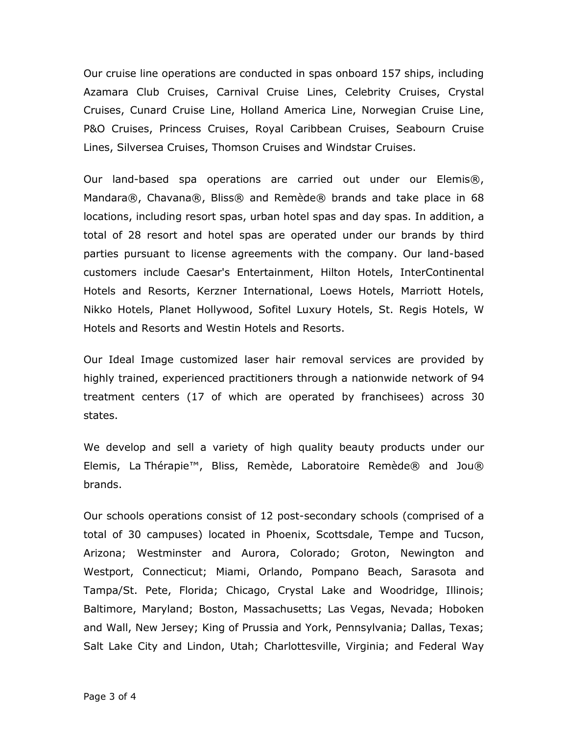Our cruise line operations are conducted in spas onboard 157 ships, including Azamara Club Cruises, Carnival Cruise Lines, Celebrity Cruises, Crystal Cruises, Cunard Cruise Line, Holland America Line, Norwegian Cruise Line, P&O Cruises, Princess Cruises, Royal Caribbean Cruises, Seabourn Cruise Lines, Silversea Cruises, Thomson Cruises and Windstar Cruises.

Our land-based spa operations are carried out under our Elemis®, Mandara®, Chavana®, Bliss® and Remède® brands and take place in 68 locations, including resort spas, urban hotel spas and day spas. In addition, a total of 28 resort and hotel spas are operated under our brands by third parties pursuant to license agreements with the company. Our land-based customers include Caesar's Entertainment, Hilton Hotels, InterContinental Hotels and Resorts, Kerzner International, Loews Hotels, Marriott Hotels, Nikko Hotels, Planet Hollywood, Sofitel Luxury Hotels, St. Regis Hotels, W Hotels and Resorts and Westin Hotels and Resorts.

Our Ideal Image customized laser hair removal services are provided by highly trained, experienced practitioners through a nationwide network of 94 treatment centers (17 of which are operated by franchisees) across 30 states.

We develop and sell a variety of high quality beauty products under our Elemis, La Thérapie™, Bliss, Remède, Laboratoire Remède® and Jou® brands.

Our schools operations consist of 12 post-secondary schools (comprised of a total of 30 campuses) located in Phoenix, Scottsdale, Tempe and Tucson, Arizona; Westminster and Aurora, Colorado; Groton, Newington and Westport, Connecticut; Miami, Orlando, Pompano Beach, Sarasota and Tampa/St. Pete, Florida; Chicago, Crystal Lake and Woodridge, Illinois; Baltimore, Maryland; Boston, Massachusetts; Las Vegas, Nevada; Hoboken and Wall, New Jersey; King of Prussia and York, Pennsylvania; Dallas, Texas; Salt Lake City and Lindon, Utah; Charlottesville, Virginia; and Federal Way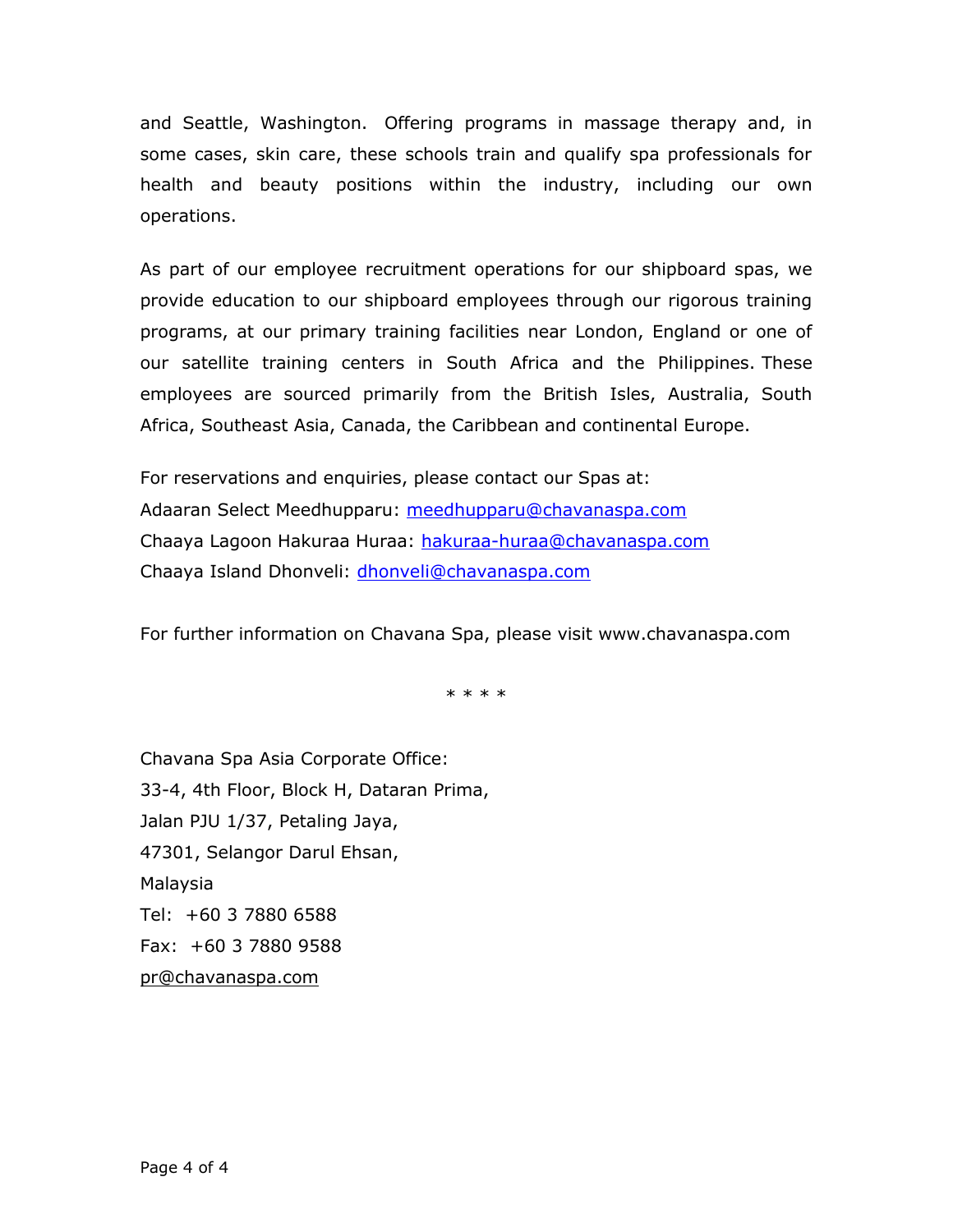and Seattle, Washington. Offering programs in massage therapy and, in some cases, skin care, these schools train and qualify spa professionals for health and beauty positions within the industry, including our own operations.

As part of our employee recruitment operations for our shipboard spas, we provide education to our shipboard employees through our rigorous training programs, at our primary training facilities near London, England or one of our satellite training centers in South Africa and the Philippines. These employees are sourced primarily from the British Isles, Australia, South Africa, Southeast Asia, Canada, the Caribbean and continental Europe.

For reservations and enquiries, please contact our Spas at:
Adaaran Select Meedhupparu: meedhupparu@chavanaspa.com
Chaaya Lagoon Hakuraa Huraa: hakuraa-huraa@chavanaspa.com
Chaaya Island Dhonveli: dhonveli@chavanaspa.com

For further information on Chavana Spa, please visit www.chavanaspa.com

\* \* \* \*

Chavana Spa Asia Corporate Office:
33-4, 4th Floor, Block H, Dataran Prima,
Jalan PJU 1/37, Petaling Jaya,
47301, Selangor Darul Ehsan,
Malaysia
Tel: +60 3 7880 6588
Fax: +60 3 7880 9588
pr@chavanaspa.com